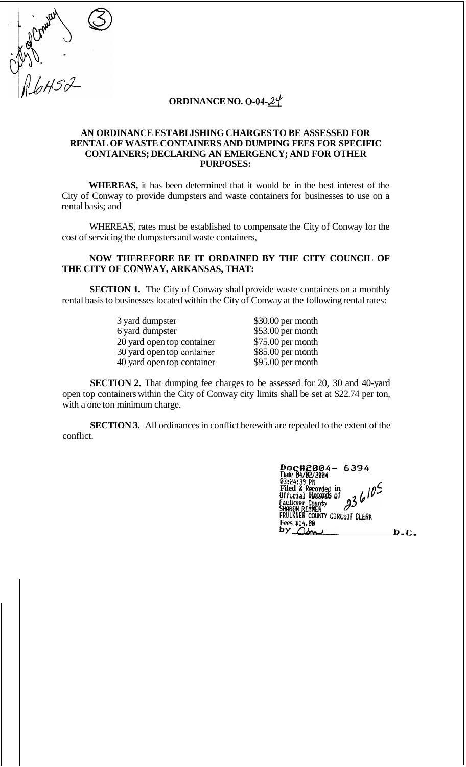City of Conway (3)

R-6452

# ORDINANCE NO. O-04-24

## AN ORDINANCE ESTABLISHING CHARGES TO BE ASSESSED FOR RENTAL OF WASTE CONTAINERS AND DUMPING FEES FOR SPECIFIC CONTAINERS; DECLARING AN EMERGENCY; AND FOR OTHER PURPOSES:

**WHEREAS,** it has been determined that it would be in the best interest of the City of Conway to provide dumpsters and waste containers for businesses to use on a rental basis; and

WHEREAS, rates must be established to compensate the City of Conway for the cost of servicing the dumpsters and waste containers,

**NOW THEREFORE BE IT ORDAINED BY THE CITY COUNCIL OF THE CITY OF CONWAY, ARKANSAS, THAT:**

**SECTION 1.** The City of Conway shall provide waste containers on a monthly rental basis to businesses located within the City of Conway at the following rental rates:

| | |
|---|---|
| 3 yard dumpster | $30.00 per month |
| 6 yard dumpster | $53.00 per month |
| 20 yard open top container | $75.00 per month |
| 30 yard open top container | $85.00 per month |
| 40 yard open top container | $95.00 per month |

**SECTION 2.** That dumping fee charges to be assessed for 20, 30 and 40-yard open top containers within the City of Conway city limits shall be set at $22.74 per ton, with a one ton minimum charge.

**SECTION 3.** All ordinances in conflict herewith are repealed to the extent of the conflict.

Doc#2004- 6394
Date 04/02/2004
03:24:39 PM
Filed & Recorded in
Official Records of
Faulkner County
SHARON RIMMER
FAULKNER COUNTY CIRCUIT CLERK
Fees $14.00
by ____________ D.C.

236105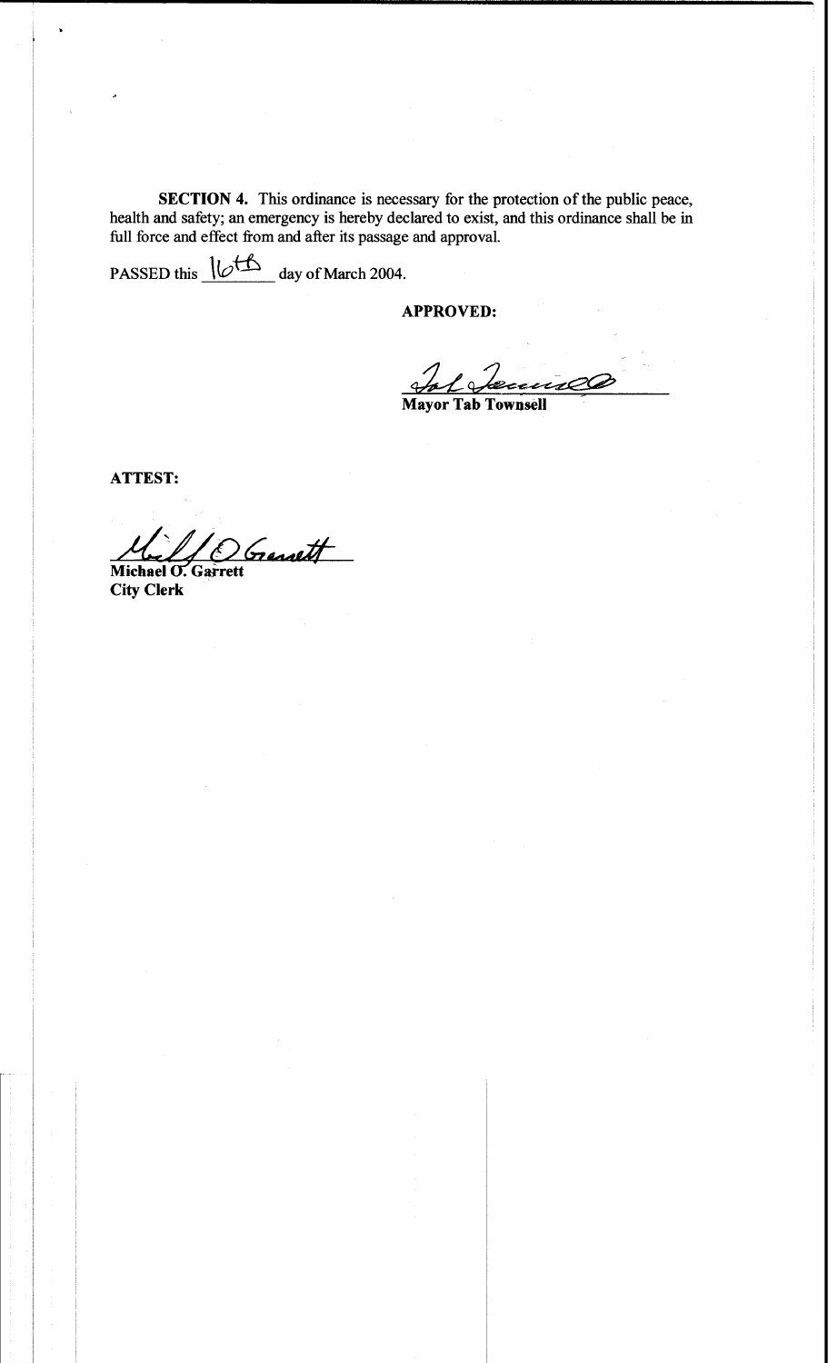**SECTION 4.** This ordinance is necessary for the protection of the public peace, health and safety; an emergency is hereby declared to exist, and this ordinance shall be in full force and effect from and after its passage and approval.

PASSED this 16th day of March 2004.

**APPROVED:**

**Mayor Tab Townsell**

**ATTEST:**

**Michael O. Garrett**
**City Clerk**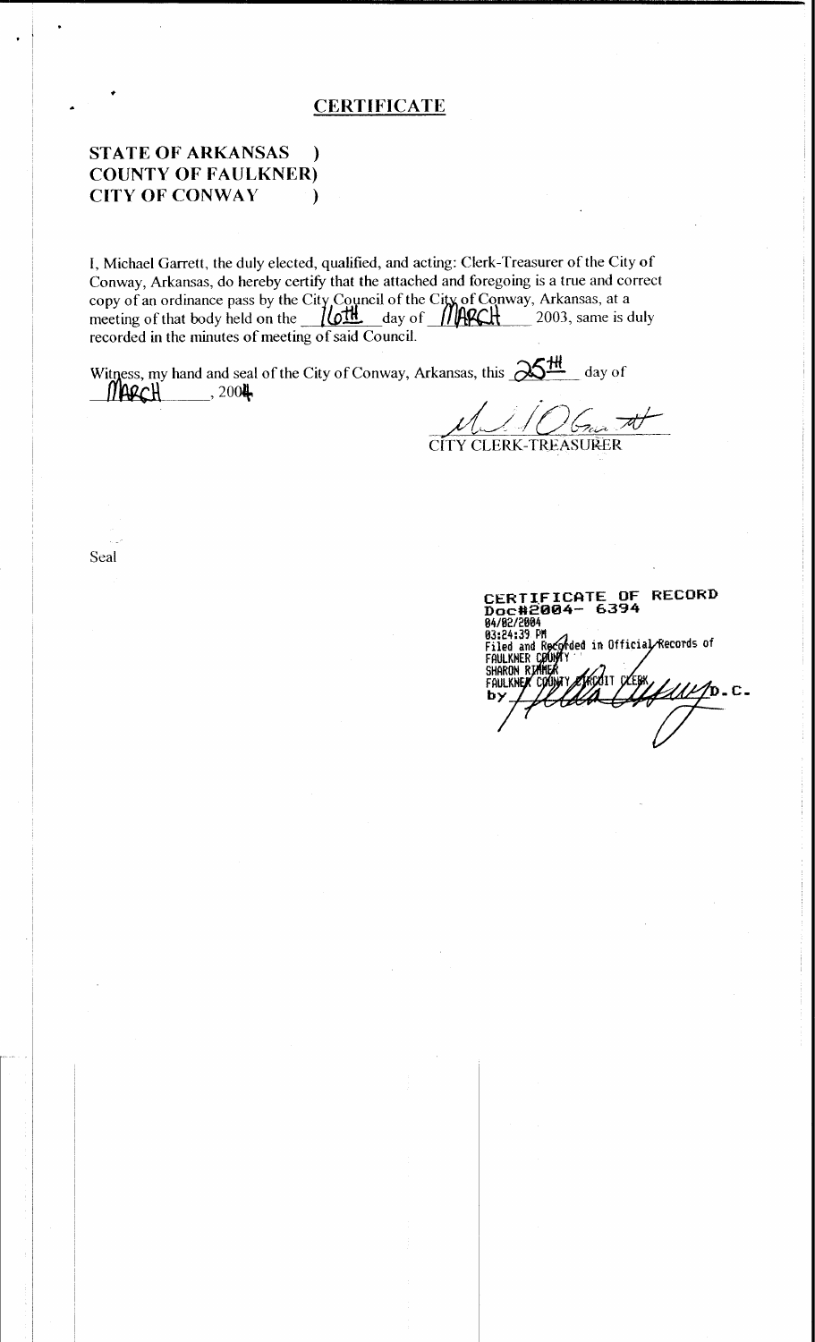# CERTIFICATE

**STATE OF ARKANSAS )**
**COUNTY OF FAULKNER)**
**CITY OF CONWAY )**

I, Michael Garrett, the duly elected, qualified, and acting: Clerk-Treasurer of the City of Conway, Arkansas, do hereby certify that the attached and foregoing is a true and correct copy of an ordinance pass by the City Council of the City of Conway, Arkansas, at a meeting of that body held on the 16th day of MARCH 2003, same is duly recorded in the minutes of meeting of said Council.

Witness, my hand and seal of the City of Conway, Arkansas, this 25th day of MARCH, 2004.

CITY CLERK-TREASURER

Seal

CERTIFICATE OF RECORD
Doc#2004- 6394
04/02/2004
03:24:39 PM
Filed and Recorded in Official Records of
FAULKNER COUNTY
SHARON RIMMER
FAULKNER COUNTY CIRCUIT CLERK
by D.C.